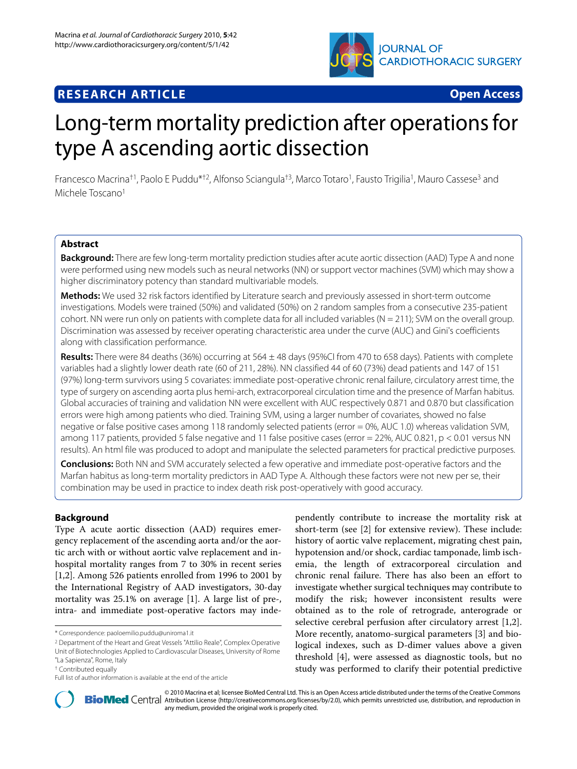**RESEARCH ARTICLE** **Open Access**

# Long-term mortality prediction after operations for type A ascending aortic dissection

Francesco Macrina†[1], Paolo E Puddu*†[2], Alfonso Sciangula†[3], Marco Totaro[1], Fausto Trigilia[1], Mauro Cassese[3] and Michele Toscano[1]

## Abstract

**Background:** There are few long-term mortality prediction studies after acute aortic dissection (AAD) Type A and none were performed using new models such as neural networks (NN) or support vector machines (SVM) which may show a higher discriminatory potency than standard multivariable models.

**Methods:** We used 32 risk factors identified by Literature search and previously assessed in short-term outcome investigations. Models were trained (50%) and validated (50%) on 2 random samples from a consecutive 235-patient cohort. NN were run only on patients with complete data for all included variables (N = 211); SVM on the overall group. Discrimination was assessed by receiver operating characteristic area under the curve (AUC) and Gini's coefficients along with classification performance.

**Results:** There were 84 deaths (36%) occurring at 564 ± 48 days (95%CI from 470 to 658 days). Patients with complete variables had a slightly lower death rate (60 of 211, 28%). NN classified 44 of 60 (73%) dead patients and 147 of 151 (97%) long-term survivors using 5 covariates: immediate post-operative chronic renal failure, circulatory arrest time, the type of surgery on ascending aorta plus hemi-arch, extracorporeal circulation time and the presence of Marfan habitus. Global accuracies of training and validation NN were excellent with AUC respectively 0.871 and 0.870 but classification errors were high among patients who died. Training SVM, using a larger number of covariates, showed no false negative or false positive cases among 118 randomly selected patients (error = 0%, AUC 1.0) whereas validation SVM, among 117 patients, provided 5 false negative and 11 false positive cases (error = 22%, AUC 0.821, p < 0.01 versus NN results). An html file was produced to adopt and manipulate the selected parameters for practical predictive purposes.

**Conclusions:** Both NN and SVM accurately selected a few operative and immediate post-operative factors and the Marfan habitus as long-term mortality predictors in AAD Type A. Although these factors were not new per se, their combination may be used in practice to index death risk post-operatively with good accuracy.

## Background

Type A acute aortic dissection (AAD) requires emergency replacement of the ascending aorta and/or the aortic arch with or without aortic valve replacement and in-hospital mortality ranges from 7 to 30% in recent series [1,2]. Among 526 patients enrolled from 1996 to 2001 by the International Registry of AAD investigators, 30-day mortality was 25.1% on average [1]. A large list of pre-, intra- and immediate post-operative factors may independently contribute to increase the mortality risk at short-term (see [2] for extensive review). These include: history of aortic valve replacement, migrating chest pain, hypotension and/or shock, cardiac tamponade, limb ischemia, the length of extracorporeal circulation and chronic renal failure. There has also been an effort to investigate whether surgical techniques may contribute to modify the risk; however inconsistent results were obtained as to the role of retrograde, anterograde or selective cerebral perfusion after circulatory arrest [1,2]. More recently, anatomo-surgical parameters [3] and biological indexes, such as D-dimer values above a given threshold [4], were assessed as diagnostic tools, but no study was performed to clarify their potential predictive

\* Correspondence: paoloemilio.puddu@uniroma1.it

[2] Department of the Heart and Great Vessels "Attilio Reale", Complex Operative Unit of Biotechnologies Applied to Cardiovascular Diseases, University of Rome "La Sapienza", Rome, Italy

† Contributed equally

Full list of author information is available at the end of the article

© 2010 Macrina et al; licensee BioMed Central Ltd. This is an Open Access article distributed under the terms of the Creative Commons Attribution License (http://creativecommons.org/licenses/by/2.0), which permits unrestricted use, distribution, and reproduction in any medium, provided the original work is properly cited.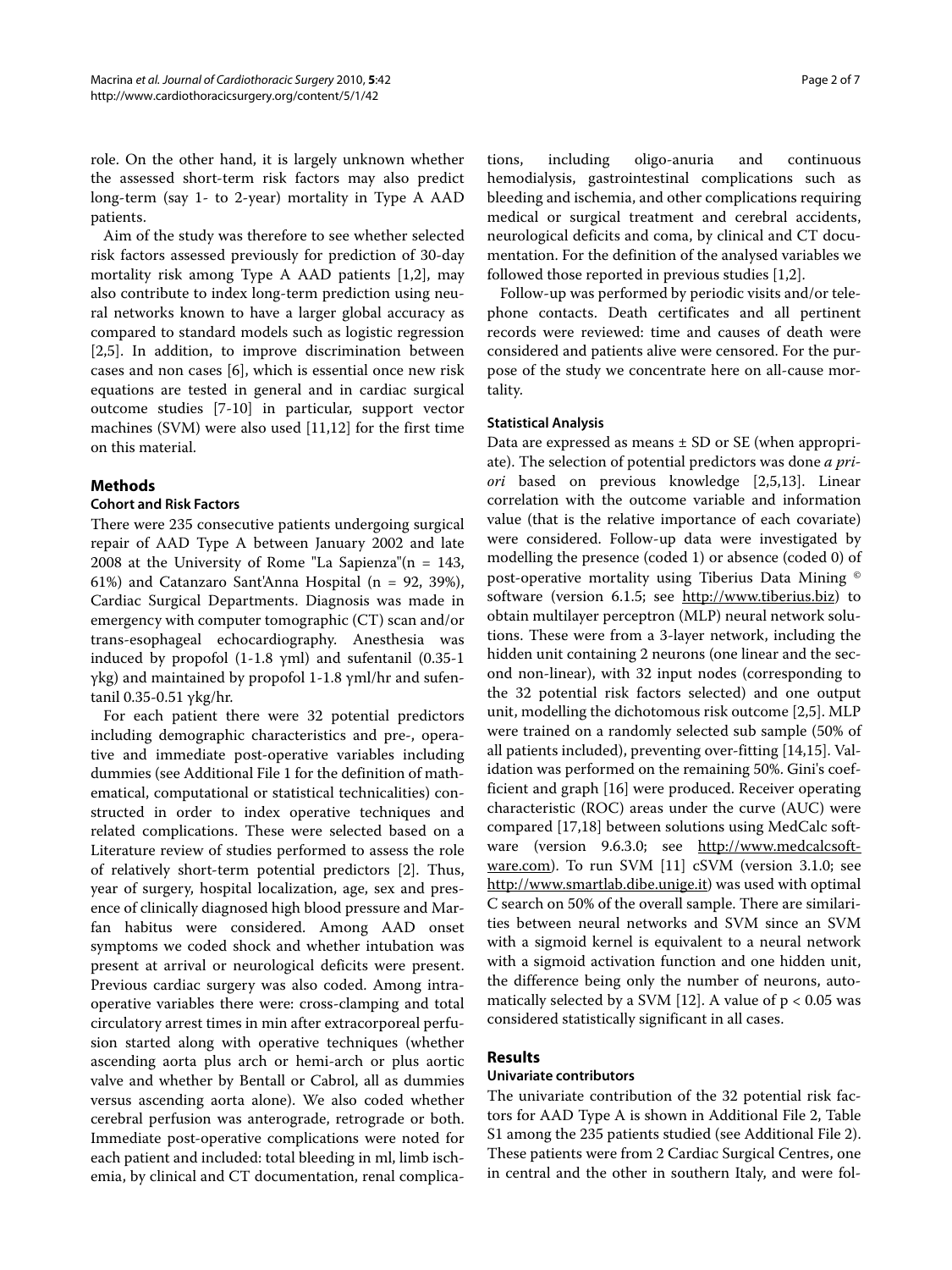role. On the other hand, it is largely unknown whether the assessed short-term risk factors may also predict long-term (say 1- to 2-year) mortality in Type A AAD patients.

Aim of the study was therefore to see whether selected risk factors assessed previously for prediction of 30-day mortality risk among Type A AAD patients [1,2], may also contribute to index long-term prediction using neural networks known to have a larger global accuracy as compared to standard models such as logistic regression [2,5]. In addition, to improve discrimination between cases and non cases [6], which is essential once new risk equations are tested in general and in cardiac surgical outcome studies [7-10] in particular, support vector machines (SVM) were also used [11,12] for the first time on this material.

## Methods

### Cohort and Risk Factors

There were 235 consecutive patients undergoing surgical repair of AAD Type A between January 2002 and late 2008 at the University of Rome "La Sapienza"(n = 143, 61%) and Catanzaro Sant'Anna Hospital (n = 92, 39%), Cardiac Surgical Departments. Diagnosis was made in emergency with computer tomographic (CT) scan and/or trans-esophageal echocardiography. Anesthesia was induced by propofol (1-1.8 γml) and sufentanil (0.35-1 γkg) and maintained by propofol 1-1.8 γml/hr and sufentanil 0.35-0.51 γkg/hr.

For each patient there were 32 potential predictors including demographic characteristics and pre-, operative and immediate post-operative variables including dummies (see Additional File 1 for the definition of mathematical, computational or statistical technicalities) constructed in order to index operative techniques and related complications. These were selected based on a Literature review of studies performed to assess the role of relatively short-term potential predictors [2]. Thus, year of surgery, hospital localization, age, sex and presence of clinically diagnosed high blood pressure and Marfan habitus were considered. Among AAD onset symptoms we coded shock and whether intubation was present at arrival or neurological deficits were present. Previous cardiac surgery was also coded. Among intra-operative variables there were: cross-clamping and total circulatory arrest times in min after extracorporeal perfusion started along with operative techniques (whether ascending aorta plus arch or hemi-arch or plus aortic valve and whether by Bentall or Cabrol, all as dummies versus ascending aorta alone). We also coded whether cerebral perfusion was anterograde, retrograde or both. Immediate post-operative complications were noted for each patient and included: total bleeding in ml, limb ischemia, by clinical and CT documentation, renal complications, including oligo-anuria and continuous hemodialysis, gastrointestinal complications such as bleeding and ischemia, and other complications requiring medical or surgical treatment and cerebral accidents, neurological deficits and coma, by clinical and CT documentation. For the definition of the analysed variables we followed those reported in previous studies [1,2].

Follow-up was performed by periodic visits and/or telephone contacts. Death certificates and all pertinent records were reviewed: time and causes of death were considered and patients alive were censored. For the purpose of the study we concentrate here on all-cause mortality.

### Statistical Analysis

Data are expressed as means ± SD or SE (when appropriate). The selection of potential predictors was done *a priori* based on previous knowledge [2,5,13]. Linear correlation with the outcome variable and information value (that is the relative importance of each covariate) were considered. Follow-up data were investigated by modelling the presence (coded 1) or absence (coded 0) of post-operative mortality using Tiberius Data Mining © software (version 6.1.5; see http://www.tiberius.biz) to obtain multilayer perceptron (MLP) neural network solutions. These were from a 3-layer network, including the hidden unit containing 2 neurons (one linear and the second non-linear), with 32 input nodes (corresponding to the 32 potential risk factors selected) and one output unit, modelling the dichotomous risk outcome [2,5]. MLP were trained on a randomly selected sub sample (50% of all patients included), preventing over-fitting [14,15]. Validation was performed on the remaining 50%. Gini's coefficient and graph [16] were produced. Receiver operating characteristic (ROC) areas under the curve (AUC) were compared [17,18] between solutions using MedCalc software (version 9.6.3.0; see http://www.medcalcsoftware.com). To run SVM [11] cSVM (version 3.1.0; see http://www.smartlab.dibe.unige.it) was used with optimal C search on 50% of the overall sample. There are similarities between neural networks and SVM since an SVM with a sigmoid kernel is equivalent to a neural network with a sigmoid activation function and one hidden unit, the difference being only the number of neurons, automatically selected by a SVM [12]. A value of $p < 0.05$ was considered statistically significant in all cases.

## Results

### Univariate contributors

The univariate contribution of the 32 potential risk factors for AAD Type A is shown in Additional File 2, Table S1 among the 235 patients studied (see Additional File 2). These patients were from 2 Cardiac Surgical Centres, one in central and the other in southern Italy, and were fol-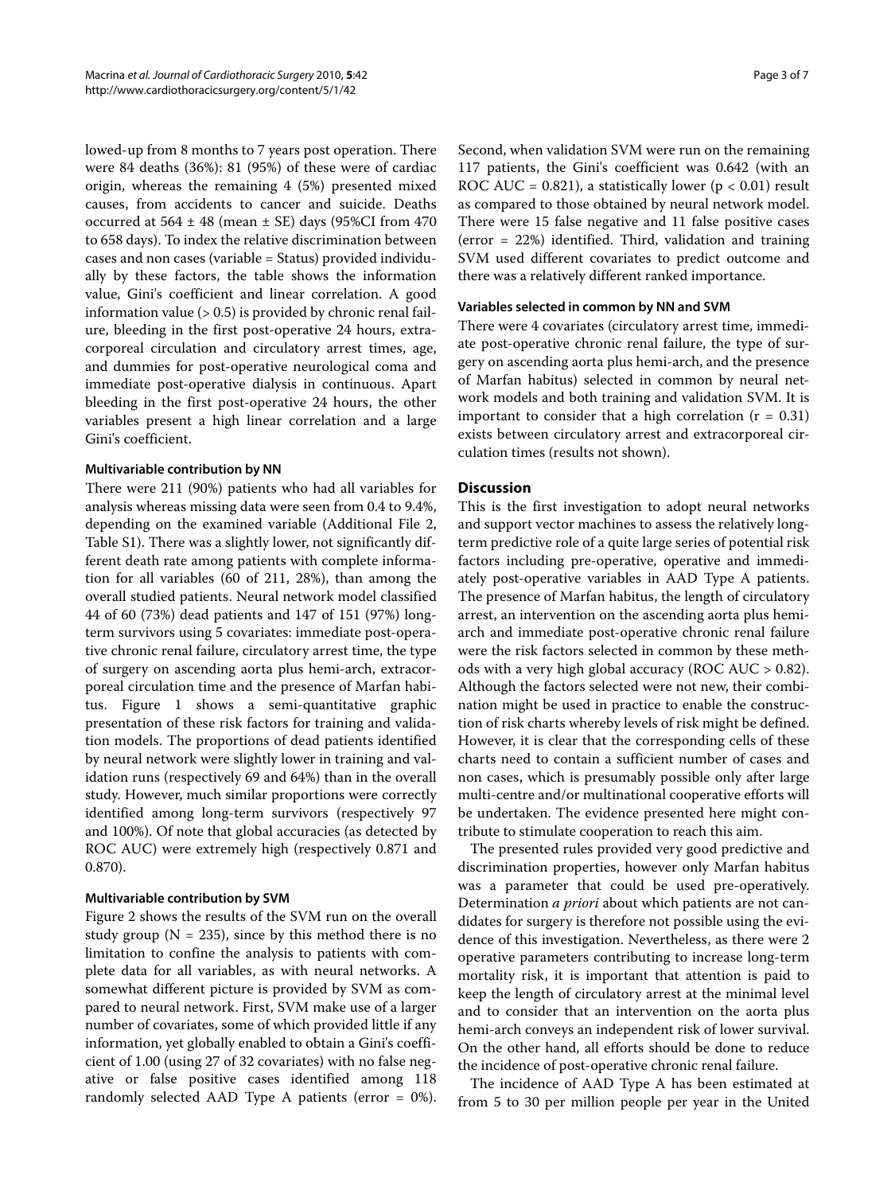lowed-up from 8 months to 7 years post operation. There were 84 deaths (36%): 81 (95%) of these were of cardiac origin, whereas the remaining 4 (5%) presented mixed causes, from accidents to cancer and suicide. Deaths occurred at 564 ± 48 (mean ± SE) days (95%CI from 470 to 658 days). To index the relative discrimination between cases and non cases (variable = Status) provided individually by these factors, the table shows the information value, Gini's coefficient and linear correlation. A good information value (> 0.5) is provided by chronic renal failure, bleeding in the first post-operative 24 hours, extracorporeal circulation and circulatory arrest times, age, and dummies for post-operative neurological coma and immediate post-operative dialysis in continuous. Apart bleeding in the first post-operative 24 hours, the other variables present a high linear correlation and a large Gini's coefficient.

#### Multivariable contribution by NN

There were 211 (90%) patients who had all variables for analysis whereas missing data were seen from 0.4 to 9.4%, depending on the examined variable (Additional File 2, Table S1). There was a slightly lower, not significantly different death rate among patients with complete information for all variables (60 of 211, 28%), than among the overall studied patients. Neural network model classified 44 of 60 (73%) dead patients and 147 of 151 (97%) long-term survivors using 5 covariates: immediate post-operative chronic renal failure, circulatory arrest time, the type of surgery on ascending aorta plus hemi-arch, extracorporeal circulation time and the presence of Marfan habitus. Figure 1 shows a semi-quantitative graphic presentation of these risk factors for training and validation models. The proportions of dead patients identified by neural network were slightly lower in training and validation runs (respectively 69 and 64%) than in the overall study. However, much similar proportions were correctly identified among long-term survivors (respectively 97 and 100%). Of note that global accuracies (as detected by ROC AUC) were extremely high (respectively 0.871 and 0.870).

#### Multivariable contribution by SVM

Figure 2 shows the results of the SVM run on the overall study group (N = 235), since by this method there is no limitation to confine the analysis to patients with complete data for all variables, as with neural networks. A somewhat different picture is provided by SVM as compared to neural network. First, SVM make use of a larger number of covariates, some of which provided little if any information, yet globally enabled to obtain a Gini's coefficient of 1.00 (using 27 of 32 covariates) with no false negative or false positive cases identified among 118 randomly selected AAD Type A patients (error = 0%). Second, when validation SVM were run on the remaining 117 patients, the Gini's coefficient was 0.642 (with an ROC AUC = 0.821), a statistically lower ($p < 0.01$) result as compared to those obtained by neural network model. There were 15 false negative and 11 false positive cases (error = 22%) identified. Third, validation and training SVM used different covariates to predict outcome and there was a relatively different ranked importance.

#### Variables selected in common by NN and SVM

There were 4 covariates (circulatory arrest time, immediate post-operative chronic renal failure, the type of surgery on ascending aorta plus hemi-arch, and the presence of Marfan habitus) selected in common by neural network models and both training and validation SVM. It is important to consider that a high correlation ($r = 0.31$) exists between circulatory arrest and extracorporeal circulation times (results not shown).

## Discussion

This is the first investigation to adopt neural networks and support vector machines to assess the relatively long-term predictive role of a quite large series of potential risk factors including pre-operative, operative and immediately post-operative variables in AAD Type A patients. The presence of Marfan habitus, the length of circulatory arrest, an intervention on the ascending aorta plus hemi-arch and immediate post-operative chronic renal failure were the risk factors selected in common by these methods with a very high global accuracy (ROC AUC > 0.82). Although the factors selected were not new, their combination might be used in practice to enable the construction of risk charts whereby levels of risk might be defined. However, it is clear that the corresponding cells of these charts need to contain a sufficient number of cases and non cases, which is presumably possible only after large multi-centre and/or multinational cooperative efforts will be undertaken. The evidence presented here might contribute to stimulate cooperation to reach this aim.

The presented rules provided very good predictive and discrimination properties, however only Marfan habitus was a parameter that could be used pre-operatively. Determination *a priori* about which patients are not candidates for surgery is therefore not possible using the evidence of this investigation. Nevertheless, as there were 2 operative parameters contributing to increase long-term mortality risk, it is important that attention is paid to keep the length of circulatory arrest at the minimal level and to consider that an intervention on the aorta plus hemi-arch conveys an independent risk of lower survival. On the other hand, all efforts should be done to reduce the incidence of post-operative chronic renal failure.

The incidence of AAD Type A has been estimated at from 5 to 30 per million people per year in the United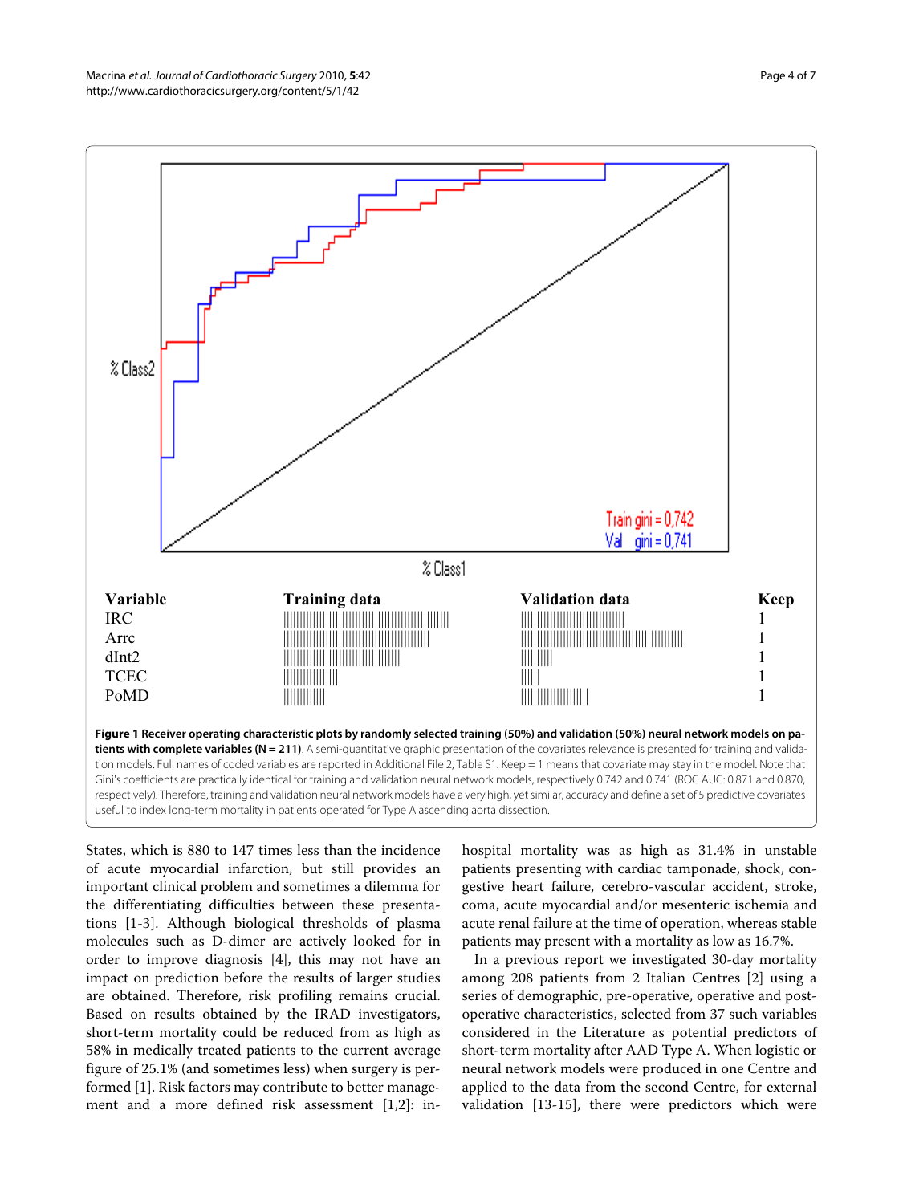**Figure 1 Receiver operating characteristic plots by randomly selected training (50%) and validation (50%) neural network models on patients with complete variables (N = 211)**. A semi-quantitative graphic presentation of the covariates relevance is presented for training and validation models. Full names of coded variables are reported in Additional File 2, Table S1. Keep = 1 means that covariate may stay in the model. Note that Gini's coefficients are practically identical for training and validation neural network models, respectively 0.742 and 0.741 (ROC AUC: 0.871 and 0.870, respectively). Therefore, training and validation neural network models have a very high, yet similar, accuracy and define a set of 5 predictive covariates useful to index long-term mortality in patients operated for Type A ascending aorta dissection.

States, which is 880 to 147 times less than the incidence of acute myocardial infarction, but still provides an important clinical problem and sometimes a dilemma for the differentiating difficulties between these presentations [1-3]. Although biological thresholds of plasma molecules such as D-dimer are actively looked for in order to improve diagnosis [4], this may not have an impact on prediction before the results of larger studies are obtained. Therefore, risk profiling remains crucial. Based on results obtained by the IRAD investigators, short-term mortality could be reduced from as high as 58% in medically treated patients to the current average figure of 25.1% (and sometimes less) when surgery is performed [1]. Risk factors may contribute to better management and a more defined risk assessment [1,2]: in-hospital mortality was as high as 31.4% in unstable patients presenting with cardiac tamponade, shock, congestive heart failure, cerebro-vascular accident, stroke, coma, acute myocardial and/or mesenteric ischemia and acute renal failure at the time of operation, whereas stable patients may present with a mortality as low as 16.7%.

In a previous report we investigated 30-day mortality among 208 patients from 2 Italian Centres [2] using a series of demographic, pre-operative, operative and post-operative characteristics, selected from 37 such variables considered in the Literature as potential predictors of short-term mortality after AAD Type A. When logistic or neural network models were produced in one Centre and applied to the data from the second Centre, for external validation [13-15], there were predictors which were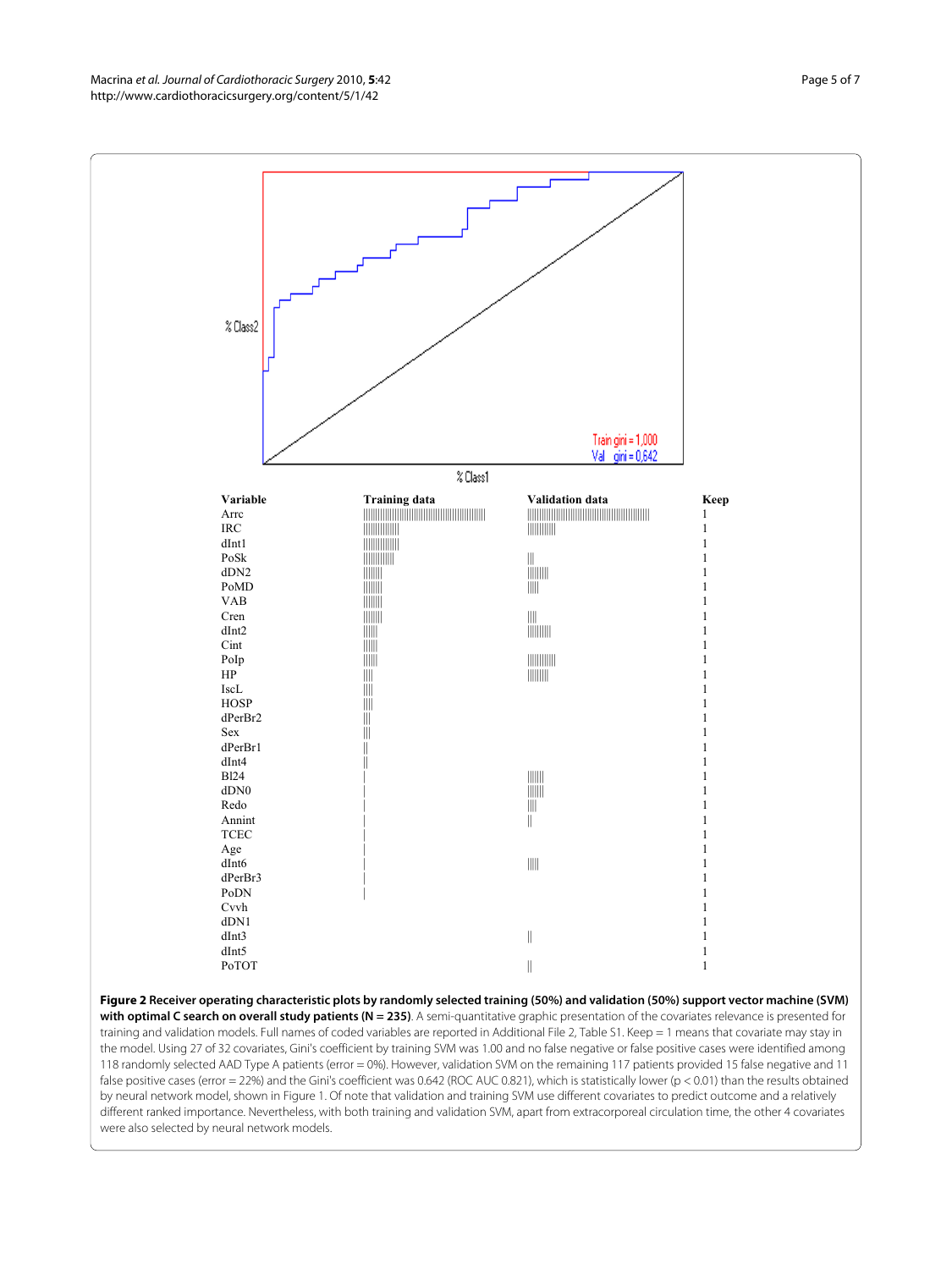% Class2

Train gini = 1,000
Val gini = 0,642

% Class1

| Variable | Training data | Validation data | Keep |
|---|---|---|---|
| Arrc | \|\|\|\|\|\|\|\|\|\|\|\|\|\|\|\|\|\|\|\|\|\|\|\|\|\|\|\|\|\|\|\|\|\|\|\|\|\|\|\|\|\|\|\|\|\|\|\|\| | \|\|\|\|\|\|\|\|\|\|\|\|\|\|\|\|\|\|\|\|\|\|\|\|\|\|\|\|\|\|\|\|\|\|\|\|\|\|\|\|\|\|\|\|\|\|\|\|\| | 1 |
| IRC | \|\|\|\|\|\|\|\|\|\|\|\|\|\| | \|\|\|\|\|\|\|\|\|\|\|\| | 1 |
| dInt1 | \|\|\|\|\|\|\|\|\|\|\|\|\|\| | | 1 |
| PoSk | \|\|\|\|\|\|\|\|\|\|\|\| | \|\|\| | 1 |
| dDN2 | \|\|\|\|\|\|\| | \|\|\|\|\|\|\|\| | 1 |
| PoMD | \|\|\|\|\|\|\| | \|\|\|\| | 1 |
| VAB | \|\|\|\|\|\|\| | | 1 |
| Cren | \|\|\|\|\|\|\| | \|\|\| | 1 |
| dInt2 | \|\|\|\|\| | \|\|\|\|\|\|\|\|\| | 1 |
| Cint | \|\|\|\|\| | | 1 |
| PoIp | \|\|\|\|\| | \|\|\|\|\|\|\|\|\|\|\| | 1 |
| HP | \|\|\| | \|\|\|\|\|\|\|\| | 1 |
| IscL | \|\|\| | | 1 |
| HOSP | \|\|\| | | 1 |
| dPerBr2 | \|\|\| | | 1 |
| Sex | \|\|\| | | 1 |
| dPerBr1 | \|\| | | 1 |
| dInt4 | \|\| | | 1 |
| Bl24 | \| | \|\|\|\|\|\| | 1 |
| dDN0 | \| | \|\|\|\|\|\| | 1 |
| Redo | \| | \|\|\| | 1 |
| Annint | \| | \|\| | 1 |
| TCEC | \| | | 1 |
| Age | \| | | 1 |
| dInt6 | \| | \|\|\|\| | 1 |
| dPerBr3 | \| | | 1 |
| PoDN | \| | | 1 |
| Cvvh | | | 1 |
| dDN1 | | | 1 |
| dInt3 | | \|\| | 1 |
| dInt5 | | | 1 |
| PoTOT | | \|\| | 1 |

**Figure 2 Receiver operating characteristic plots by randomly selected training (50%) and validation (50%) support vector machine (SVM) with optimal C search on overall study patients (N = 235)**. A semi-quantitative graphic presentation of the covariates relevance is presented for training and validation models. Full names of coded variables are reported in Additional File 2, Table S1. Keep = 1 means that covariate may stay in the model. Using 27 of 32 covariates, Gini's coefficient by training SVM was 1.00 and no false negative or false positive cases were identified among 118 randomly selected AAD Type A patients (error = 0%). However, validation SVM on the remaining 117 patients provided 15 false negative and 11 false positive cases (error = 22%) and the Gini's coefficient was 0.642 (ROC AUC 0.821), which is statistically lower ($p < 0.01$) than the results obtained by neural network model, shown in Figure 1. Of note that validation and training SVM use different covariates to predict outcome and a relatively different ranked importance. Nevertheless, with both training and validation SVM, apart from extracorporeal circulation time, the other 4 covariates were also selected by neural network models.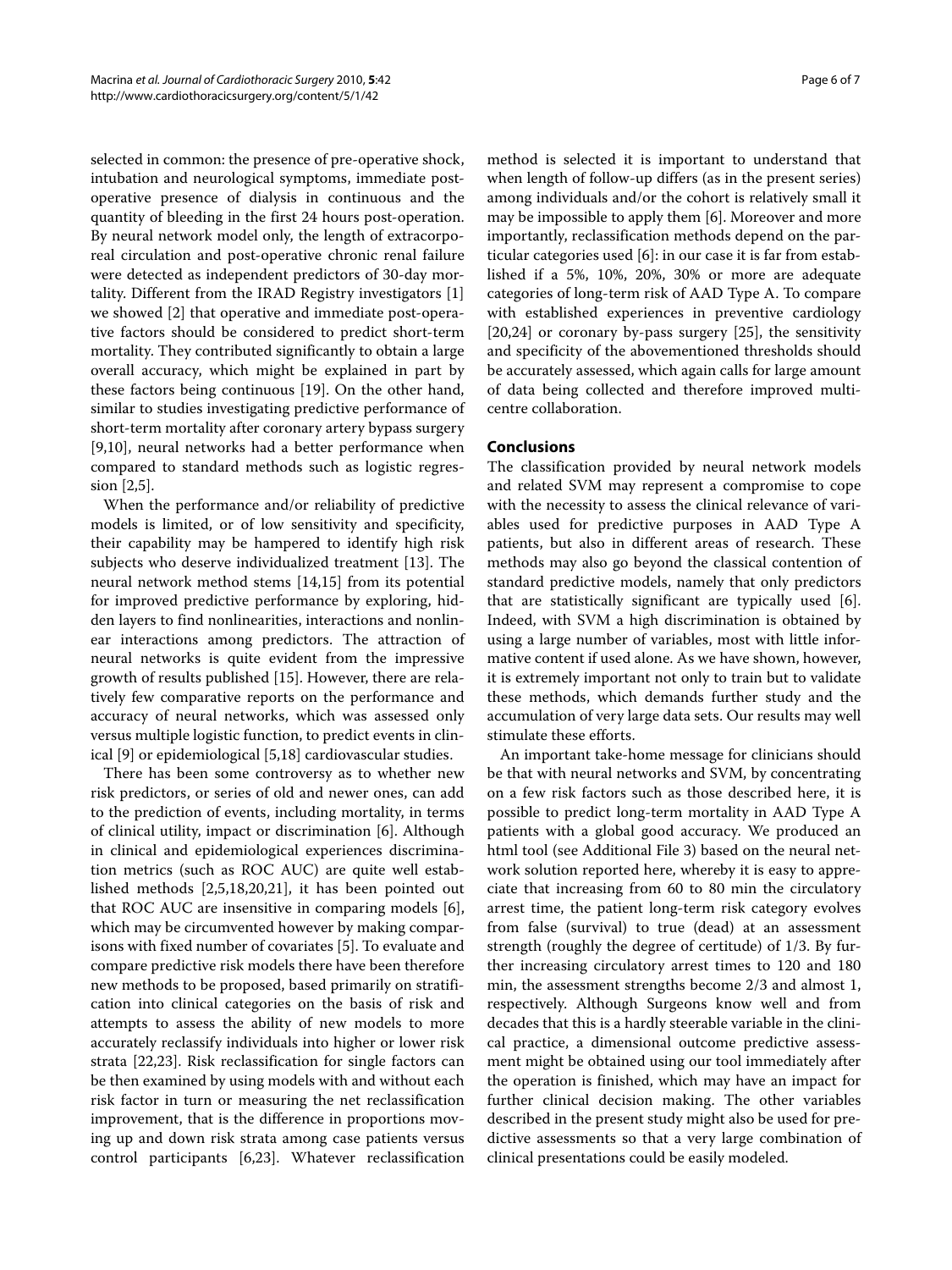selected in common: the presence of pre-operative shock, intubation and neurological symptoms, immediate post-operative presence of dialysis in continuous and the quantity of bleeding in the first 24 hours post-operation. By neural network model only, the length of extracorporeal circulation and post-operative chronic renal failure were detected as independent predictors of 30-day mortality. Different from the IRAD Registry investigators [1] we showed [2] that operative and immediate post-operative factors should be considered to predict short-term mortality. They contributed significantly to obtain a large overall accuracy, which might be explained in part by these factors being continuous [19]. On the other hand, similar to studies investigating predictive performance of short-term mortality after coronary artery bypass surgery [9,10], neural networks had a better performance when compared to standard methods such as logistic regression [2,5].

When the performance and/or reliability of predictive models is limited, or of low sensitivity and specificity, their capability may be hampered to identify high risk subjects who deserve individualized treatment [13]. The neural network method stems [14,15] from its potential for improved predictive performance by exploring, hidden layers to find nonlinearities, interactions and nonlinear interactions among predictors. The attraction of neural networks is quite evident from the impressive growth of results published [15]. However, there are relatively few comparative reports on the performance and accuracy of neural networks, which was assessed only versus multiple logistic function, to predict events in clinical [9] or epidemiological [5,18] cardiovascular studies.

There has been some controversy as to whether new risk predictors, or series of old and newer ones, can add to the prediction of events, including mortality, in terms of clinical utility, impact or discrimination [6]. Although in clinical and epidemiological experiences discrimination metrics (such as ROC AUC) are quite well established methods [2,5,18,20,21], it has been pointed out that ROC AUC are insensitive in comparing models [6], which may be circumvented however by making comparisons with fixed number of covariates [5]. To evaluate and compare predictive risk models there have been therefore new methods to be proposed, based primarily on stratification into clinical categories on the basis of risk and attempts to assess the ability of new models to more accurately reclassify individuals into higher or lower risk strata [22,23]. Risk reclassification for single factors can be then examined by using models with and without each risk factor in turn or measuring the net reclassification improvement, that is the difference in proportions moving up and down risk strata among case patients versus control participants [6,23]. Whatever reclassification method is selected it is important to understand that when length of follow-up differs (as in the present series) among individuals and/or the cohort is relatively small it may be impossible to apply them [6]. Moreover and more importantly, reclassification methods depend on the particular categories used [6]: in our case it is far from established if a 5%, 10%, 20%, 30% or more are adequate categories of long-term risk of AAD Type A. To compare with established experiences in preventive cardiology [20,24] or coronary by-pass surgery [25], the sensitivity and specificity of the abovementioned thresholds should be accurately assessed, which again calls for large amount of data being collected and therefore improved multicentre collaboration.

## Conclusions

The classification provided by neural network models and related SVM may represent a compromise to cope with the necessity to assess the clinical relevance of variables used for predictive purposes in AAD Type A patients, but also in different areas of research. These methods may also go beyond the classical contention of standard predictive models, namely that only predictors that are statistically significant are typically used [6]. Indeed, with SVM a high discrimination is obtained by using a large number of variables, most with little informative content if used alone. As we have shown, however, it is extremely important not only to train but to validate these methods, which demands further study and the accumulation of very large data sets. Our results may well stimulate these efforts.

An important take-home message for clinicians should be that with neural networks and SVM, by concentrating on a few risk factors such as those described here, it is possible to predict long-term mortality in AAD Type A patients with a global good accuracy. We produced an html tool (see Additional File 3) based on the neural network solution reported here, whereby it is easy to appreciate that increasing from 60 to 80 min the circulatory arrest time, the patient long-term risk category evolves from false (survival) to true (dead) at an assessment strength (roughly the degree of certitude) of 1/3. By further increasing circulatory arrest times to 120 and 180 min, the assessment strengths become 2/3 and almost 1, respectively. Although Surgeons know well and from decades that this is a hardly steerable variable in the clinical practice, a dimensional outcome predictive assessment might be obtained using our tool immediately after the operation is finished, which may have an impact for further clinical decision making. The other variables described in the present study might also be used for predictive assessments so that a very large combination of clinical presentations could be easily modeled.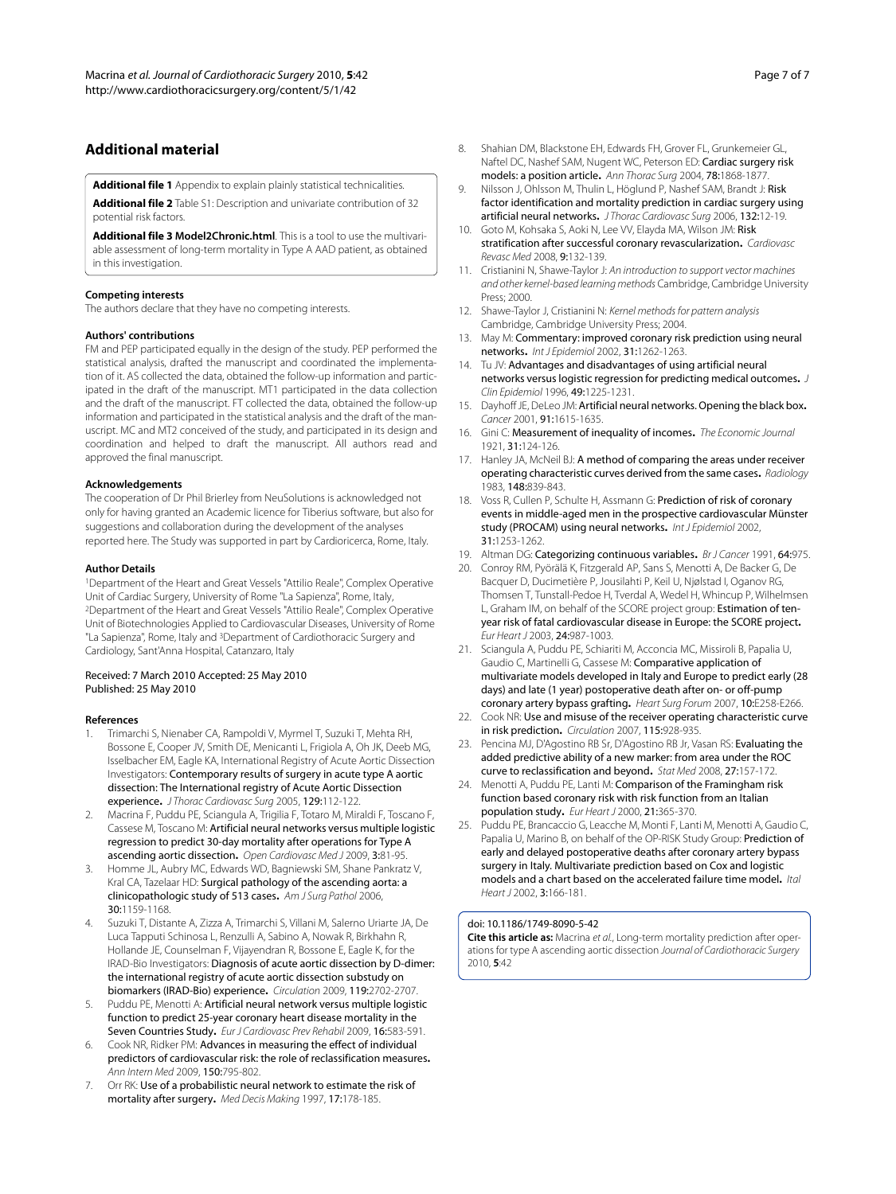## Additional material

**Additional file 1** Appendix to explain plainly statistical technicalities.

**Additional file 2** Table S1: Description and univariate contribution of 32 potential risk factors.

**Additional file 3 Model2Chronic.html**. This is a tool to use the multivariable assessment of long-term mortality in Type A AAD patient, as obtained in this investigation.

#### Competing interests

The authors declare that they have no competing interests.

#### Authors' contributions

FM and PEP participated equally in the design of the study. PEP performed the statistical analysis, drafted the manuscript and coordinated the implementation of it. AS collected the data, obtained the follow-up information and participated in the draft of the manuscript. MT1 participated in the data collection and the draft of the manuscript. FT collected the data, obtained the follow-up information and participated in the statistical analysis and the draft of the manuscript. MC and MT2 conceived of the study, and participated in its design and coordination and helped to draft the manuscript. All authors read and approved the final manuscript.

#### Acknowledgements

The cooperation of Dr Phil Brierley from NeuSolutions is acknowledged not only for having granted an Academic licence for Tiberius software, but also for suggestions and collaboration during the development of the analyses reported here. The Study was supported in part by Cardioricerca, Rome, Italy.

#### Author Details

[1]Department of the Heart and Great Vessels "Attilio Reale", Complex Operative Unit of Cardiac Surgery, University of Rome "La Sapienza", Rome, Italy, [2]Department of the Heart and Great Vessels "Attilio Reale", Complex Operative Unit of Biotechnologies Applied to Cardiovascular Diseases, University of Rome "La Sapienza", Rome, Italy and [3]Department of Cardiothoracic Surgery and Cardiology, Sant'Anna Hospital, Catanzaro, Italy

Received: 7 March 2010 Accepted: 25 May 2010
Published: 25 May 2010

#### References

1. Trimarchi S, Nienaber CA, Rampoldi V, Myrmel T, Suzuki T, Mehta RH, Bossone E, Cooper JV, Smith DE, Menicanti L, Frigiola A, Oh JK, Deeb MG, Isselbacher EM, Eagle KA, International Registry of Acute Aortic Dissection Investigators: **Contemporary results of surgery in acute type A aortic dissection: The International registry of Acute Aortic Dissection experience.** *J Thorac Cardiovasc Surg* 2005, **129**:112-122.
2. Macrina F, Puddu PE, Sciangula A, Trigilia F, Totaro M, Miraldi F, Toscano F, Cassese M, Toscano M: **Artificial neural networks versus multiple logistic regression to predict 30-day mortality after operations for Type A ascending aortic dissection.** *Open Cardiovasc Med J* 2009, **3**:81-95.
3. Homme JL, Aubry MC, Edwards WD, Bagniewski SM, Shane Pankratz V, Kral CA, Tazelaar HD: **Surgical pathology of the ascending aorta: a clinicopathologic study of 513 cases.** *Am J Surg Pathol* 2006, **30**:1159-1168.
4. Suzuki T, Distante A, Zizza A, Trimarchi S, Villani M, Salerno Uriarte JA, De Luca Tapputi Schinosa L, Renzulli A, Sabino A, Nowak R, Birkhahn R, Hollande JE, Counselman F, Vijayendran R, Bossone E, Eagle K, for the IRAD-Bio Investigators: **Diagnosis of acute aortic dissection by D-dimer: the international registry of acute aortic dissection substudy on biomarkers (IRAD-Bio) experience.** *Circulation* 2009, **119**:2702-2707.
5. Puddu PE, Menotti A: **Artificial neural network versus multiple logistic function to predict 25-year coronary heart disease mortality in the Seven Countries Study.** *Eur J Cardiovasc Prev Rehabil* 2009, **16**:583-591.
6. Cook NR, Ridker PM: **Advances in measuring the effect of individual predictors of cardiovascular risk: the role of reclassification measures.** *Ann Intern Med* 2009, **150**:795-802.
7. Orr RK: **Use of a probabilistic neural network to estimate the risk of mortality after surgery.** *Med Decis Making* 1997, **17**:178-185.
8. Shahian DM, Blackstone EH, Edwards FH, Grover FL, Grunkemeier GL, Naftel DC, Nashef SAM, Nugent WC, Peterson ED: **Cardiac surgery risk models: a position article.** *Ann Thorac Surg* 2004, **78**:1868-1877.
9. Nilsson J, Ohlsson M, Thulin L, Höglund P, Nashef SAM, Brandt J: **Risk factor identification and mortality prediction in cardiac surgery using artificial neural networks.** *J Thorac Cardiovasc Surg* 2006, **132**:12-19.
10. Goto M, Kohsaka S, Aoki N, Lee VV, Elayda MA, Wilson JM: **Risk stratification after successful coronary revascularization.** *Cardiovasc Revasc Med* 2008, **9**:132-139.
11. Cristianini N, Shawe-Taylor J: *An introduction to support vector machines and other kernel-based learning methods* Cambridge, Cambridge University Press; 2000.
12. Shawe-Taylor J, Cristianini N: *Kernel methods for pattern analysis* Cambridge, Cambridge University Press; 2004.
13. May M: **Commentary: improved coronary risk prediction using neural networks.** *Int J Epidemiol* 2002, **31**:1262-1263.
14. Tu JV: **Advantages and disadvantages of using artificial neural networks versus logistic regression for predicting medical outcomes.** *J Clin Epidemiol* 1996, **49**:1225-1231.
15. Dayhoff JE, DeLeo JM: **Artificial neural networks. Opening the black box.** *Cancer* 2001, **91**:1615-1635.
16. Gini C: **Measurement of inequality of incomes.** *The Economic Journal* 1921, **31**:124-126.
17. Hanley JA, McNeil BJ: **A method of comparing the areas under receiver operating characteristic curves derived from the same cases.** *Radiology* 1983, **148**:839-843.
18. Voss R, Cullen P, Schulte H, Assmann G: **Prediction of risk of coronary events in middle-aged men in the prospective cardiovascular Münster study (PROCAM) using neural networks.** *Int J Epidemiol* 2002, **31**:1253-1262.
19. Altman DG: **Categorizing continuous variables.** *Br J Cancer* 1991, **64**:975.
20. Conroy RM, Pyörälä K, Fitzgerald AP, Sans S, Menotti A, De Backer G, De Bacquer D, Ducimetière P, Jousilahti P, Keil U, Njølstad I, Oganov RG, Thomsen T, Tunstall-Pedoe H, Tverdal A, Wedel H, Whincup P, Wilhelmsen L, Graham IM, on behalf of the SCORE project group: **Estimation of ten-year risk of fatal cardiovascular disease in Europe: the SCORE project.** *Eur Heart J* 2003, **24**:987-1003.
21. Sciangula A, Puddu PE, Schiariti M, Acconcia MC, Missiroli B, Papalia U, Gaudio C, Martinelli G, Cassese M: **Comparative application of multivariate models developed in Italy and Europe to predict early (28 days) and late (1 year) postoperative death after on- or off-pump coronary artery bypass grafting.** *Heart Surg Forum* 2007, **10**:E258-E266.
22. Cook NR: **Use and misuse of the receiver operating characteristic curve in risk prediction.** *Circulation* 2007, **115**:928-935.
23. Pencina MJ, D'Agostino RB Sr, D'Agostino RB Jr, Vasan RS: **Evaluating the added predictive ability of a new marker: from area under the ROC curve to reclassification and beyond.** *Stat Med* 2008, **27**:157-172.
24. Menotti A, Puddu PE, Lanti M: **Comparison of the Framingham risk function based coronary risk with risk function from an Italian population study.** *Eur Heart J* 2000, **21**:365-370.
25. Puddu PE, Brancaccio G, Leacche M, Monti F, Lanti M, Menotti A, Gaudio C, Papalia U, Marino B, on behalf of the OP-RISK Study Group: **Prediction of early and delayed postoperative deaths after coronary artery bypass surgery in Italy. Multivariate prediction based on Cox and logistic models and a chart based on the accelerated failure time model.** *Ital Heart J* 2002, **3**:166-181.

doi: 10.1186/1749-8090-5-42
**Cite this article as:** Macrina *et al.*, Long-term mortality prediction after operations for type A ascending aortic dissection *Journal of Cardiothoracic Surgery* 2010, **5**:42